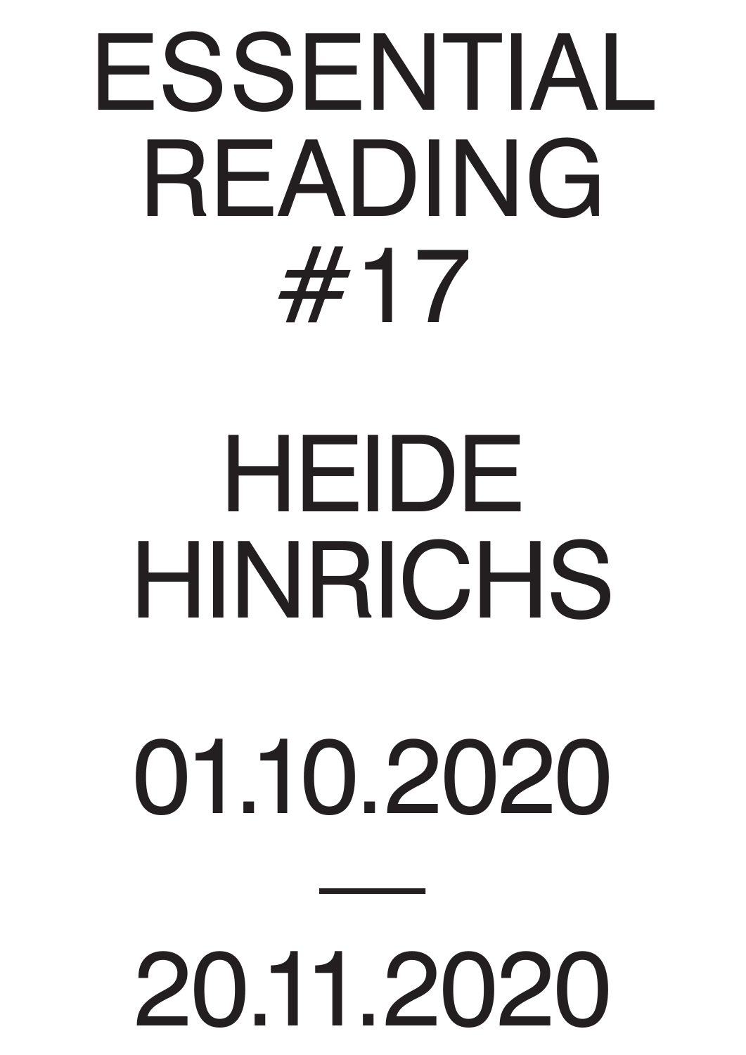# ESSENTIAL READING #17

# HEIDE HINRICHS

01.10.2020

—

20.11.2020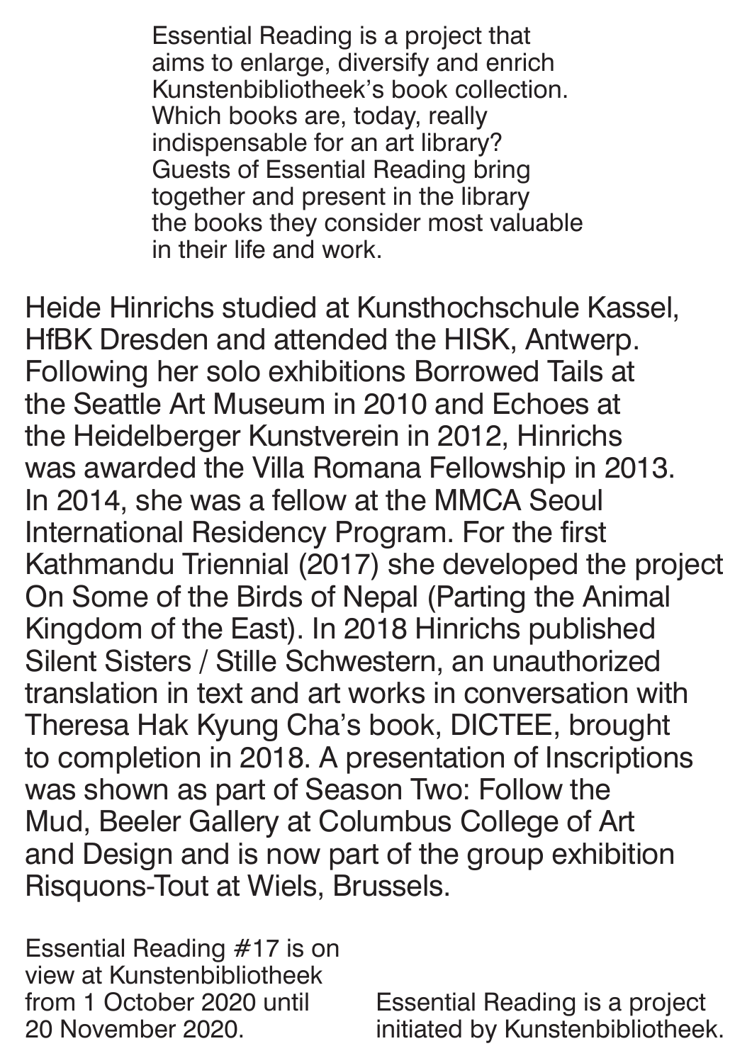Essential Reading is a project that aims to enlarge, diversify and enrich Kunstenbibliotheek's book collection. Which books are, today, really indispensable for an art library? Guests of Essential Reading bring together and present in the library the books they consider most valuable in their life and work.

Heide Hinrichs studied at Kunsthochschule Kassel, HfBK Dresden and attended the HISK, Antwerp. Following her solo exhibitions Borrowed Tails at the Seattle Art Museum in 2010 and Echoes at the Heidelberger Kunstverein in 2012, Hinrichs was awarded the Villa Romana Fellowship in 2013. In 2014, she was a fellow at the MMCA Seoul International Residency Program. For the first Kathmandu Triennial (2017) she developed the project On Some of the Birds of Nepal (Parting the Animal Kingdom of the East). In 2018 Hinrichs published Silent Sisters / Stille Schwestern, an unauthorized translation in text and art works in conversation with Theresa Hak Kyung Cha's book, DICTEE, brought to completion in 2018. A presentation of Inscriptions was shown as part of Season Two: Follow the Mud, Beeler Gallery at Columbus College of Art and Design and is now part of the group exhibition Risquons-Tout at Wiels, Brussels.

Essential Reading #17 is on view at Kunstenbibliotheek from 1 October 2020 until 20 November 2020.

Essential Reading is a project initiated by Kunstenbibliotheek.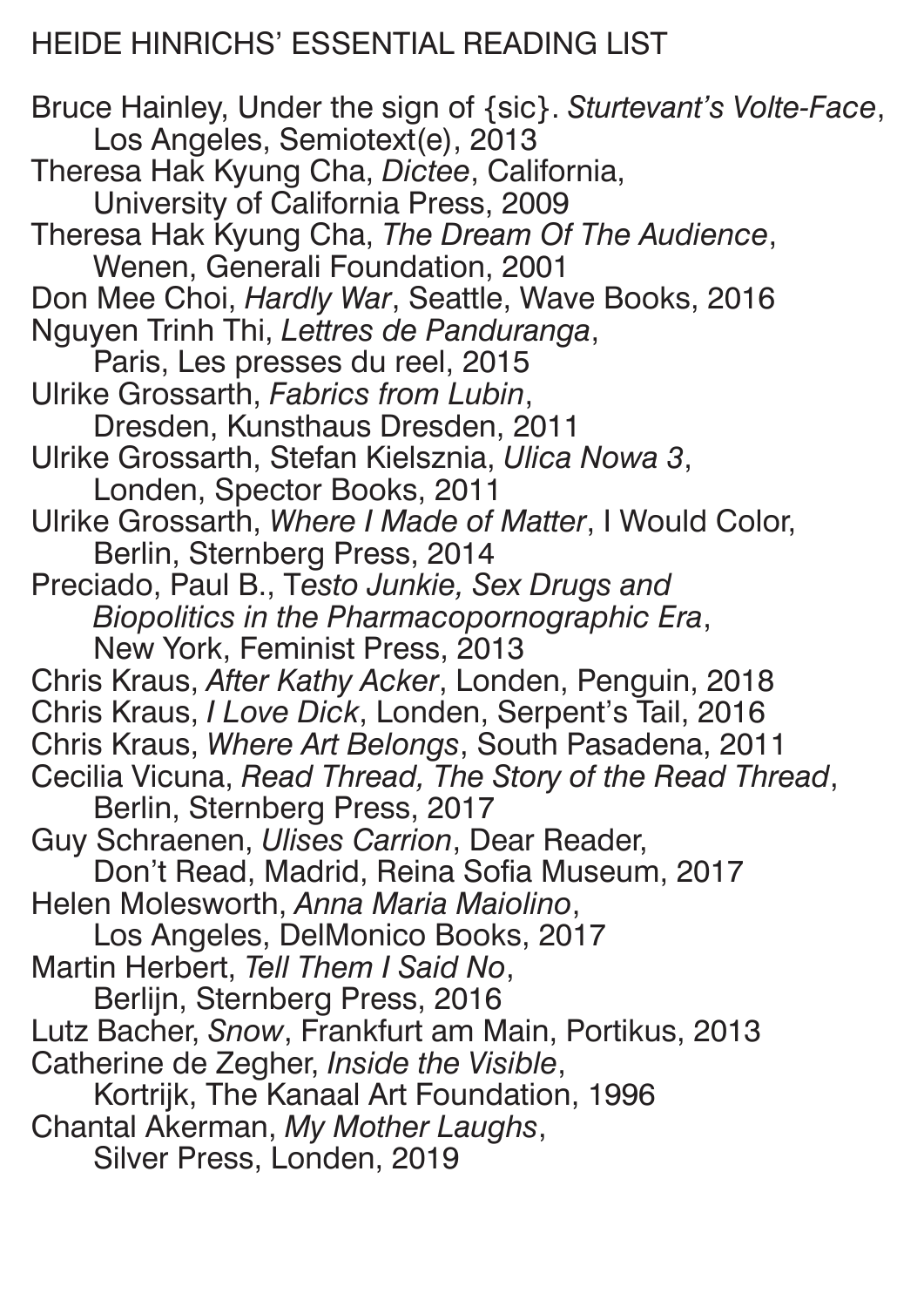# HEIDE HINRICHS' ESSENTIAL READING LIST

Bruce Hainley, Under the sign of {sic}. *Sturtevant's Volte-Face*, Los Angeles, Semiotext(e), 2013

Theresa Hak Kyung Cha, *Dictee*, California, University of California Press, 2009

Theresa Hak Kyung Cha, *The Dream Of The Audience*, Wenen, Generali Foundation, 2001

Don Mee Choi, *Hardly War*, Seattle, Wave Books, 2016

Nguyen Trinh Thi, *Lettres de Panduranga*, Paris, Les presses du reel, 2015

Ulrike Grossarth, *Fabrics from Lubin*, Dresden, Kunsthaus Dresden, 2011

Ulrike Grossarth, Stefan Kielsznia, *Ulica Nowa 3*, Londen, Spector Books, 2011

Ulrike Grossarth, *Where I Made of Matter*, I Would Color, Berlin, Sternberg Press, 2014

Preciado, Paul B., T*esto Junkie, Sex Drugs and Biopolitics in the Pharmacopornographic Era*, New York, Feminist Press, 2013

Chris Kraus, *After Kathy Acker*, Londen, Penguin, 2018

Chris Kraus, *I Love Dick*, Londen, Serpent's Tail, 2016

Chris Kraus, *Where Art Belongs*, South Pasadena, 2011

Cecilia Vicuna, *Read Thread, The Story of the Read Thread*, Berlin, Sternberg Press, 2017

Guy Schraenen, *Ulises Carrion*, Dear Reader, Don't Read, Madrid, Reina Sofia Museum, 2017

Helen Molesworth, *Anna Maria Maiolino*, Los Angeles, DelMonico Books, 2017

Martin Herbert, *Tell Them I Said No*, Berlijn, Sternberg Press, 2016

Lutz Bacher, *Snow*, Frankfurt am Main, Portikus, 2013

Catherine de Zegher, *Inside the Visible*, Kortrijk, The Kanaal Art Foundation, 1996

Chantal Akerman, *My Mother Laughs*, Silver Press, Londen, 2019